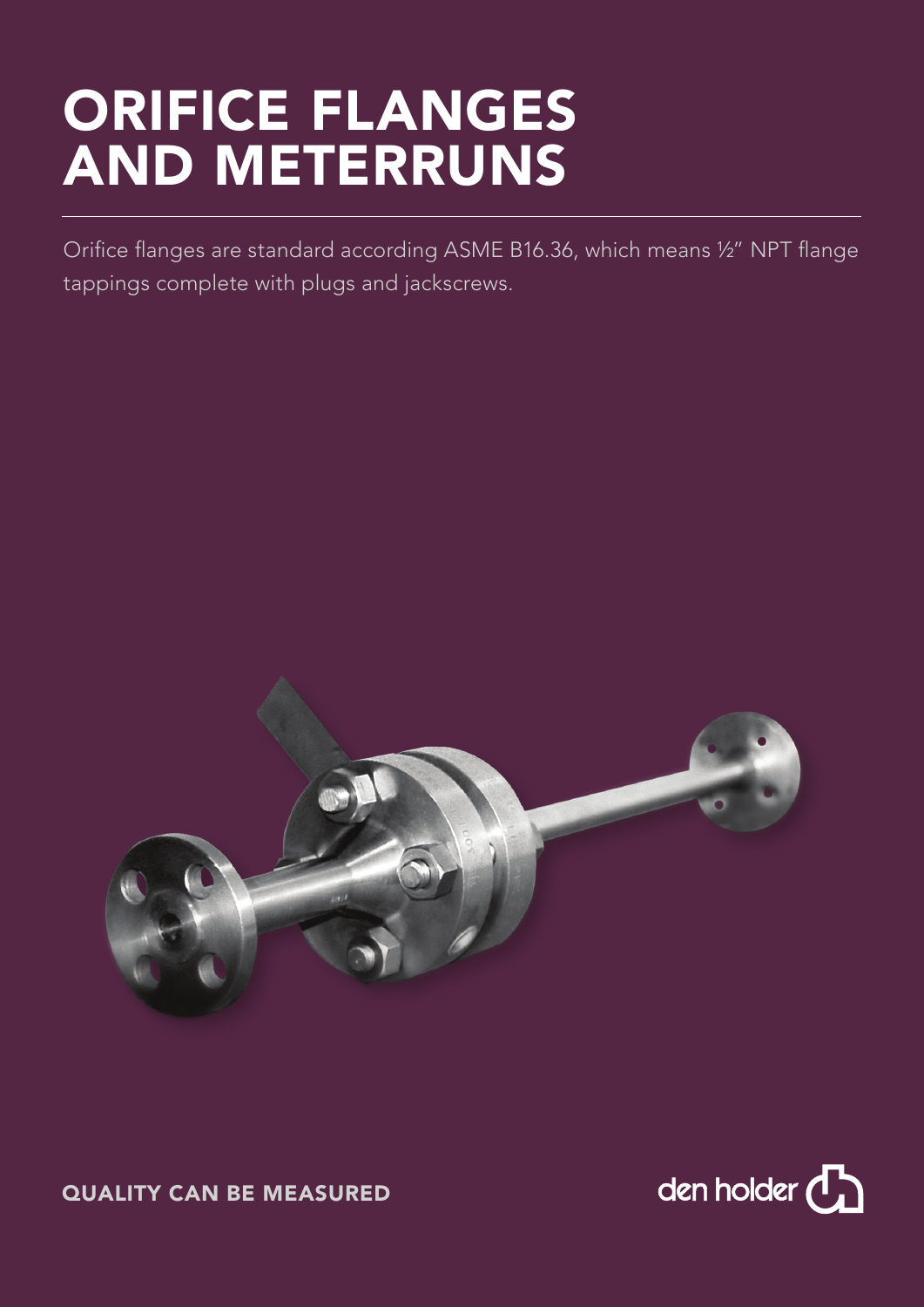# ORIFICE FLANGES AND METERRUNS

Orifice flanges are standard according ASME B16.36, which means ½" NPT flange tappings complete with plugs and jackscrews.

QUALITY CAN BE MEASURED

den holder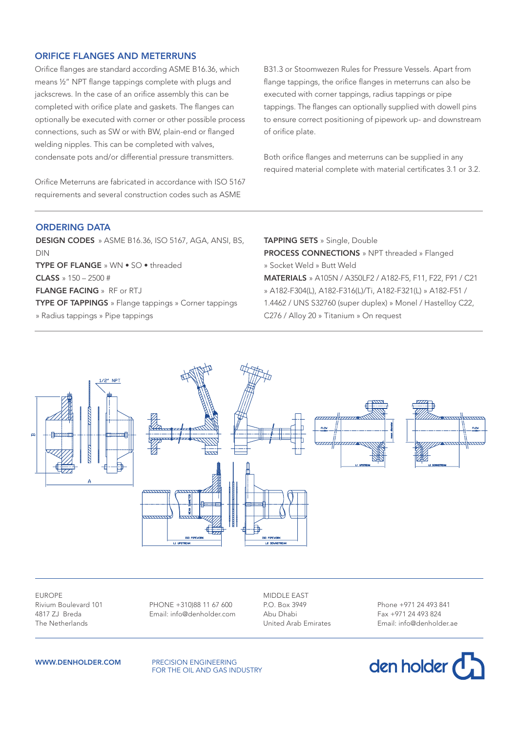## ORIFICE FLANGES AND METERRUNS

Orifice flanges are standard according ASME B16.36, which means ½" NPT flange tappings complete with plugs and jackscrews. In the case of an orifice assembly this can be completed with orifice plate and gaskets. The flanges can optionally be executed with corner or other possible process connections, such as SW or with BW, plain-end or flanged welding nipples. This can be completed with valves, condensate pots and/or differential pressure transmitters.

Orifice Meterruns are fabricated in accordance with ISO 5167 requirements and several construction codes such as ASME B31.3 or Stoomwezen Rules for Pressure Vessels. Apart from flange tappings, the orifice flanges in meterruns can also be executed with corner tappings, radius tappings or pipe tappings. The flanges can optionally supplied with dowell pins to ensure correct positioning of pipework up- and downstream of orifice plate.

Both orifice flanges and meterruns can be supplied in any required material complete with material certificates 3.1 or 3.2.

## ORDERING DATA

**DESIGN CODES** » ASME B16.36, ISO 5167, AGA, ANSI, BS, DIN

**TYPE OF FLANGE** » WN • SO • threaded

**CLASS** » 150 – 2500 #

**FLANGE FACING** » RF or RTJ

**TYPE OF TAPPINGS** » Flange tappings » Corner tappings » Radius tappings » Pipe tappings

**TAPPING SETS** » Single, Double

**PROCESS CONNECTIONS** » NPT threaded » Flanged » Socket Weld » Butt Weld

**MATERIALS** » A105N / A350LF2 / A182-F5, F11, F22, F91 / C21 » A182-F304(L), A182-F316(L)/Ti, A182-F321(L) » A182-F51 / 1.4462 / UNS S32760 (super duplex) » Monel / Hastelloy C22, C276 / Alloy 20 » Titanium » On request

1/2" NPT

B

A

FLOW

L1 UPSTREAM

L2 DOWNSTREAM

MEAN DIAMETER

ISO PIPEWORK

L1 UPSTREAM

ISO PIPEWORK

L2 DOWNSTREAM

EUROPE
Rivium Boulevard 101
4817 ZJ Breda
The Netherlands

PHONE +310)88 11 67 600
Email: info@denholder.com

MIDDLE EAST
P.O. Box 3949
Abu Dhabi
United Arab Emirates

Phone +971 24 493 841
Fax +971 24 493 824
Email: info@denholder.ae

WWW.DENHOLDER.COM

PRECISION ENGINEERING
FOR THE OIL AND GAS INDUSTRY

den holder